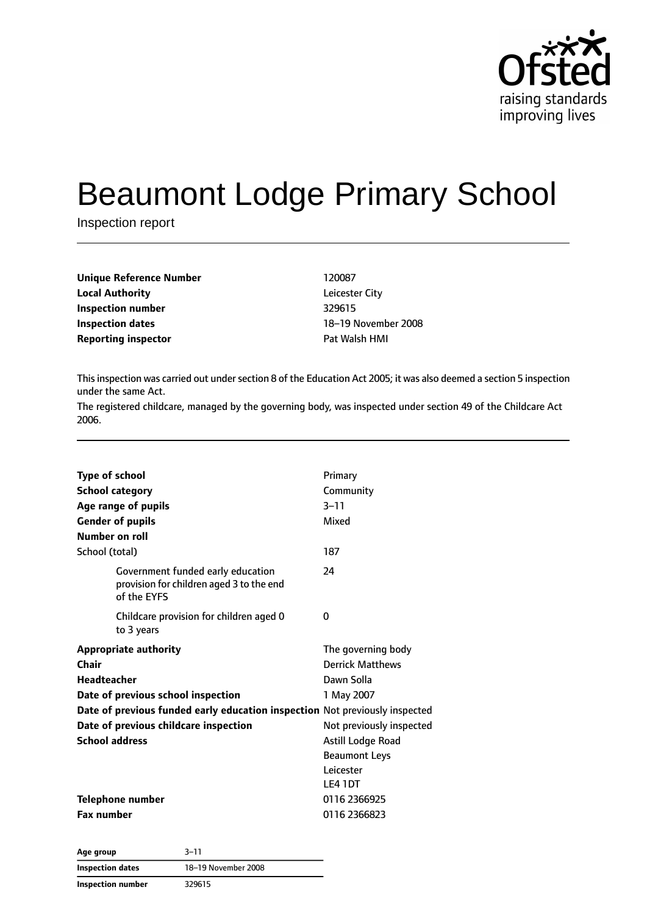# Beaumont Lodge Primary School

Inspection report

| | |
|---|---|
| **Unique Reference Number** | 120087 |
| **Local Authority** | Leicester City |
| **Inspection number** | 329615 |
| **Inspection dates** | 18–19 November 2008 |
| **Reporting inspector** | Pat Walsh HMI |

This inspection was carried out under section 8 of the Education Act 2005; it was also deemed a section 5 inspection under the same Act.

The registered childcare, managed by the governing body, was inspected under section 49 of the Childcare Act 2006.

| | |
|---|---|
| **Type of school** | Primary |
| **School category** | Community |
| **Age range of pupils** | 3–11 |
| **Gender of pupils** | Mixed |
| **Number on roll** | |
| School (total) | 187 |
| Government funded early education provision for children aged 3 to the end of the EYFS | 24 |
| Childcare provision for children aged 0 to 3 years | 0 |
| **Appropriate authority** | The governing body |
| **Chair** | Derrick Matthews |
| **Headteacher** | Dawn Solla |
| **Date of previous school inspection** | 1 May 2007 |
| **Date of previous funded early education inspection** | Not previously inspected |
| **Date of previous childcare inspection** | Not previously inspected |
| **School address** | Astill Lodge Road<br>Beaumont Leys<br>Leicester<br>LE4 1DT |
| **Telephone number** | 0116 2366925 |
| **Fax number** | 0116 2366823 |

| | |
|---|---|
| **Age group** | 3–11 |
| **Inspection dates** | 18–19 November 2008 |
| **Inspection number** | 329615 |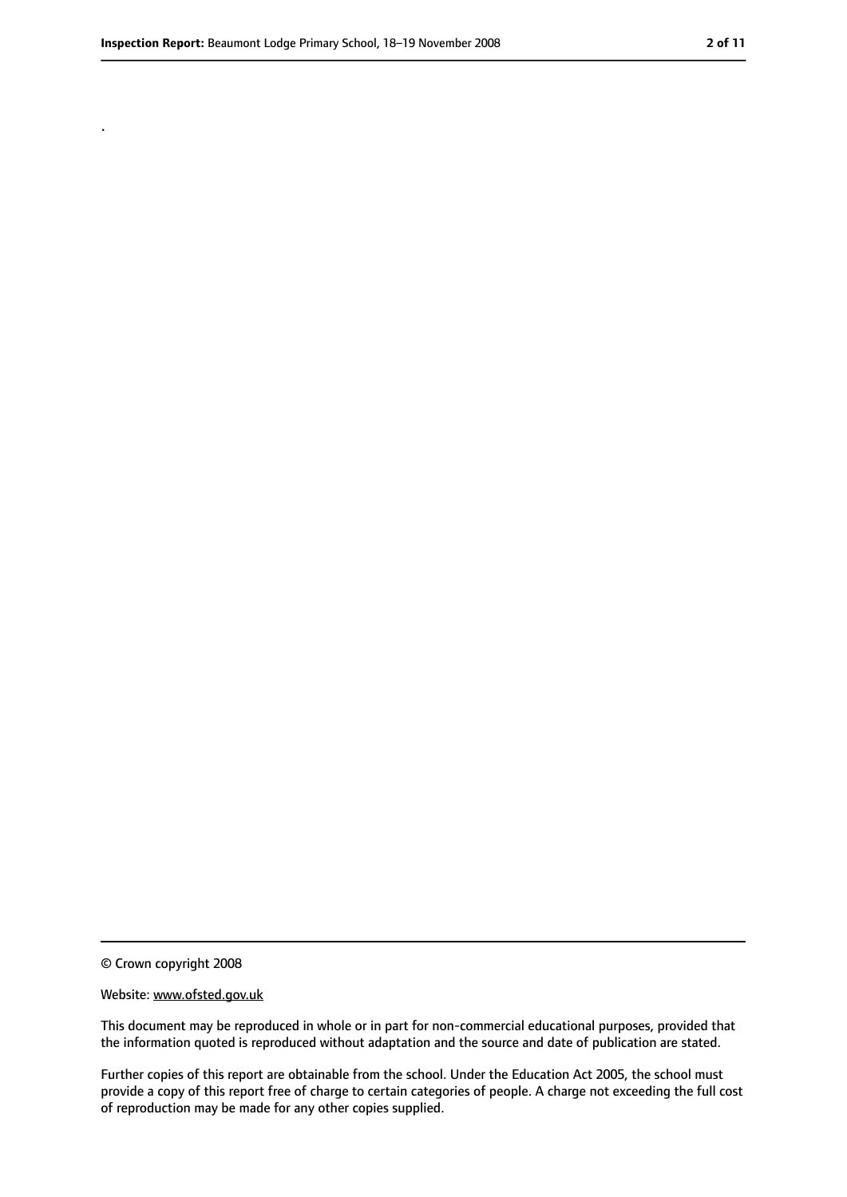.

© Crown copyright 2008

Website: www.ofsted.gov.uk

This document may be reproduced in whole or in part for non-commercial educational purposes, provided that the information quoted is reproduced without adaptation and the source and date of publication are stated.

Further copies of this report are obtainable from the school. Under the Education Act 2005, the school must provide a copy of this report free of charge to certain categories of people. A charge not exceeding the full cost of reproduction may be made for any other copies supplied.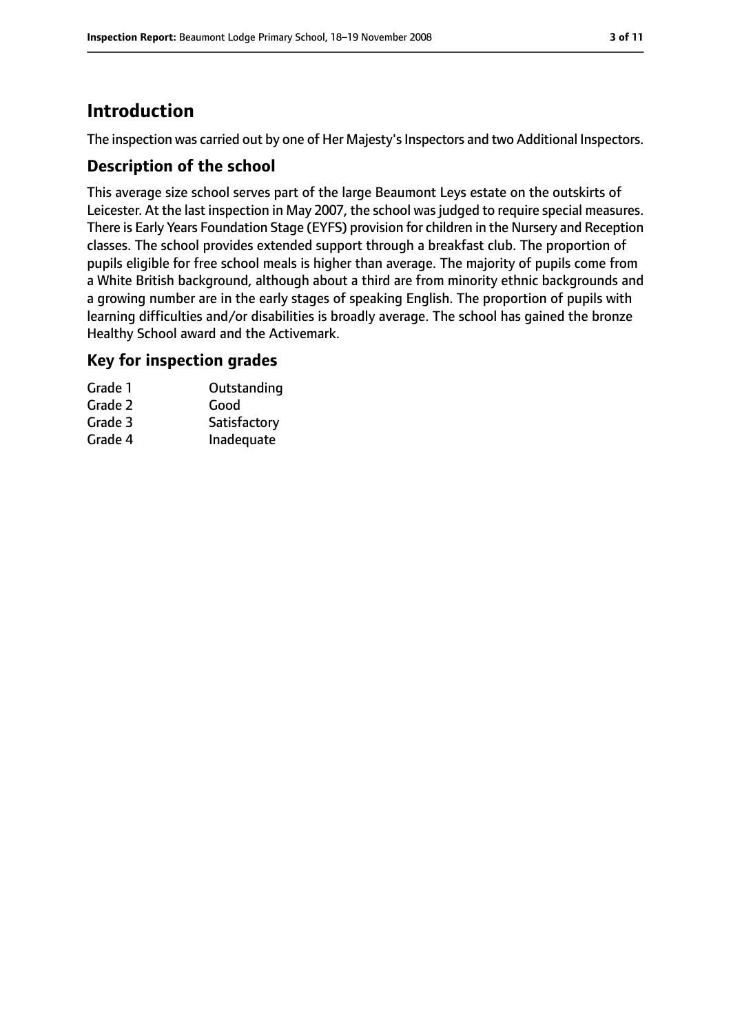# Introduction

The inspection was carried out by one of Her Majesty's Inspectors and two Additional Inspectors.

## Description of the school

This average size school serves part of the large Beaumont Leys estate on the outskirts of Leicester. At the last inspection in May 2007, the school was judged to require special measures. There is Early Years Foundation Stage (EYFS) provision for children in the Nursery and Reception classes. The school provides extended support through a breakfast club. The proportion of pupils eligible for free school meals is higher than average. The majority of pupils come from a White British background, although about a third are from minority ethnic backgrounds and a growing number are in the early stages of speaking English. The proportion of pupils with learning difficulties and/or disabilities is broadly average. The school has gained the bronze Healthy School award and the Activemark.

## Key for inspection grades

| | |
|---|---|
| Grade 1 | Outstanding |
| Grade 2 | Good |
| Grade 3 | Satisfactory |
| Grade 4 | Inadequate |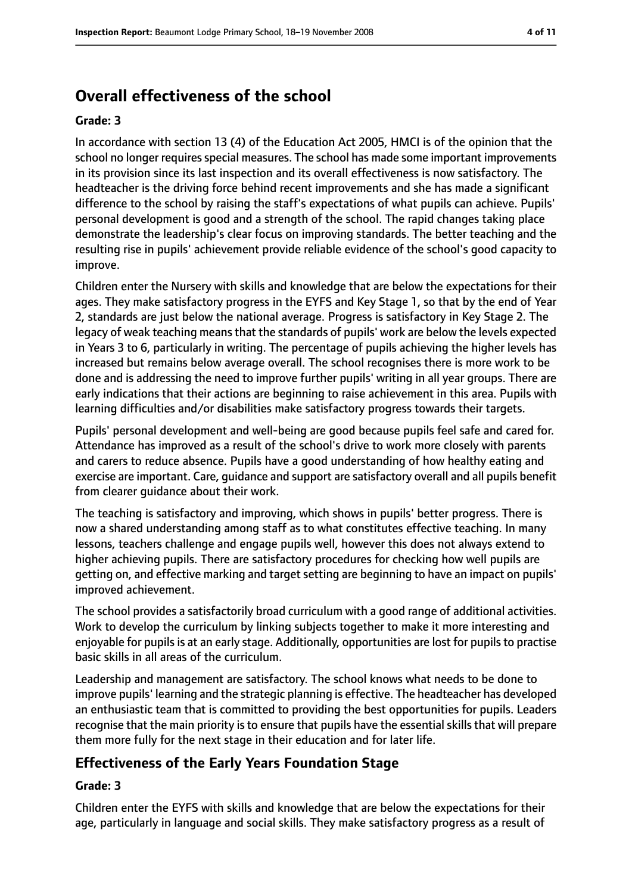## Overall effectiveness of the school

**Grade: 3**

In accordance with section 13 (4) of the Education Act 2005, HMCI is of the opinion that the school no longer requires special measures. The school has made some important improvements in its provision since its last inspection and its overall effectiveness is now satisfactory. The headteacher is the driving force behind recent improvements and she has made a significant difference to the school by raising the staff's expectations of what pupils can achieve. Pupils' personal development is good and a strength of the school. The rapid changes taking place demonstrate the leadership's clear focus on improving standards. The better teaching and the resulting rise in pupils' achievement provide reliable evidence of the school's good capacity to improve.

Children enter the Nursery with skills and knowledge that are below the expectations for their ages. They make satisfactory progress in the EYFS and Key Stage 1, so that by the end of Year 2, standards are just below the national average. Progress is satisfactory in Key Stage 2. The legacy of weak teaching means that the standards of pupils' work are below the levels expected in Years 3 to 6, particularly in writing. The percentage of pupils achieving the higher levels has increased but remains below average overall. The school recognises there is more work to be done and is addressing the need to improve further pupils' writing in all year groups. There are early indications that their actions are beginning to raise achievement in this area. Pupils with learning difficulties and/or disabilities make satisfactory progress towards their targets.

Pupils' personal development and well-being are good because pupils feel safe and cared for. Attendance has improved as a result of the school's drive to work more closely with parents and carers to reduce absence. Pupils have a good understanding of how healthy eating and exercise are important. Care, guidance and support are satisfactory overall and all pupils benefit from clearer guidance about their work.

The teaching is satisfactory and improving, which shows in pupils' better progress. There is now a shared understanding among staff as to what constitutes effective teaching. In many lessons, teachers challenge and engage pupils well, however this does not always extend to higher achieving pupils. There are satisfactory procedures for checking how well pupils are getting on, and effective marking and target setting are beginning to have an impact on pupils' improved achievement.

The school provides a satisfactorily broad curriculum with a good range of additional activities. Work to develop the curriculum by linking subjects together to make it more interesting and enjoyable for pupils is at an early stage. Additionally, opportunities are lost for pupils to practise basic skills in all areas of the curriculum.

Leadership and management are satisfactory. The school knows what needs to be done to improve pupils' learning and the strategic planning is effective. The headteacher has developed an enthusiastic team that is committed to providing the best opportunities for pupils. Leaders recognise that the main priority is to ensure that pupils have the essential skills that will prepare them more fully for the next stage in their education and for later life.

## Effectiveness of the Early Years Foundation Stage

**Grade: 3**

Children enter the EYFS with skills and knowledge that are below the expectations for their age, particularly in language and social skills. They make satisfactory progress as a result of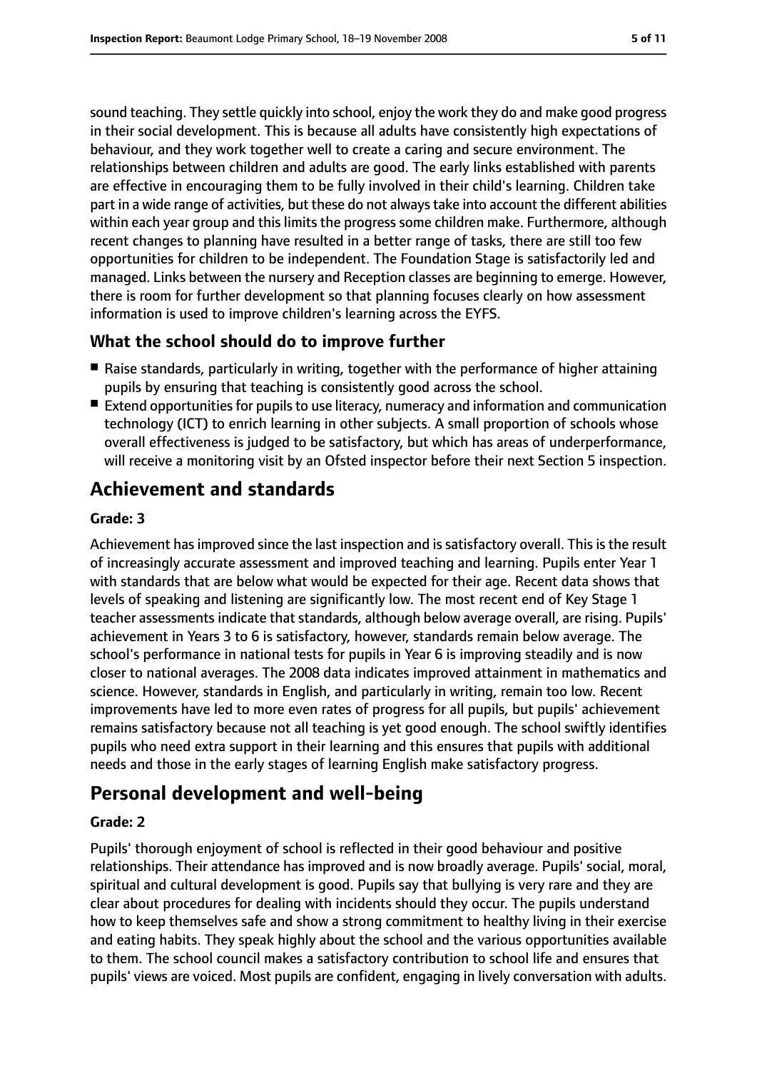sound teaching. They settle quickly into school, enjoy the work they do and make good progress in their social development. This is because all adults have consistently high expectations of behaviour, and they work together well to create a caring and secure environment. The relationships between children and adults are good. The early links established with parents are effective in encouraging them to be fully involved in their child's learning. Children take part in a wide range of activities, but these do not always take into account the different abilities within each year group and this limits the progress some children make. Furthermore, although recent changes to planning have resulted in a better range of tasks, there are still too few opportunities for children to be independent. The Foundation Stage is satisfactorily led and managed. Links between the nursery and Reception classes are beginning to emerge. However, there is room for further development so that planning focuses clearly on how assessment information is used to improve children's learning across the EYFS.

### What the school should do to improve further

- Raise standards, particularly in writing, together with the performance of higher attaining pupils by ensuring that teaching is consistently good across the school.
- Extend opportunities for pupils to use literacy, numeracy and information and communication technology (ICT) to enrich learning in other subjects. A small proportion of schools whose overall effectiveness is judged to be satisfactory, but which has areas of underperformance, will receive a monitoring visit by an Ofsted inspector before their next Section 5 inspection.

## Achievement and standards

#### Grade: 3

Achievement has improved since the last inspection and is satisfactory overall. This is the result of increasingly accurate assessment and improved teaching and learning. Pupils enter Year 1 with standards that are below what would be expected for their age. Recent data shows that levels of speaking and listening are significantly low. The most recent end of Key Stage 1 teacher assessments indicate that standards, although below average overall, are rising. Pupils' achievement in Years 3 to 6 is satisfactory, however, standards remain below average. The school's performance in national tests for pupils in Year 6 is improving steadily and is now closer to national averages. The 2008 data indicates improved attainment in mathematics and science. However, standards in English, and particularly in writing, remain too low. Recent improvements have led to more even rates of progress for all pupils, but pupils' achievement remains satisfactory because not all teaching is yet good enough. The school swiftly identifies pupils who need extra support in their learning and this ensures that pupils with additional needs and those in the early stages of learning English make satisfactory progress.

## Personal development and well-being

#### Grade: 2

Pupils' thorough enjoyment of school is reflected in their good behaviour and positive relationships. Their attendance has improved and is now broadly average. Pupils' social, moral, spiritual and cultural development is good. Pupils say that bullying is very rare and they are clear about procedures for dealing with incidents should they occur. The pupils understand how to keep themselves safe and show a strong commitment to healthy living in their exercise and eating habits. They speak highly about the school and the various opportunities available to them. The school council makes a satisfactory contribution to school life and ensures that pupils' views are voiced. Most pupils are confident, engaging in lively conversation with adults.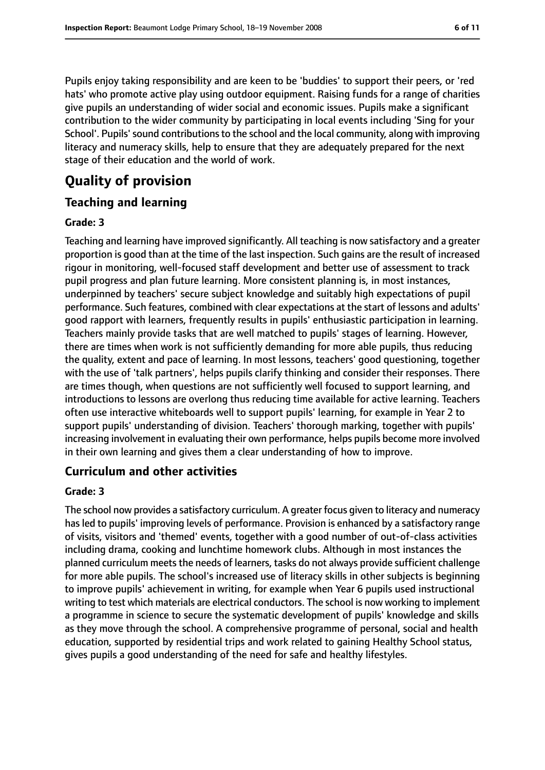Pupils enjoy taking responsibility and are keen to be 'buddies' to support their peers, or 'red hats' who promote active play using outdoor equipment. Raising funds for a range of charities give pupils an understanding of wider social and economic issues. Pupils make a significant contribution to the wider community by participating in local events including 'Sing for your School'. Pupils' sound contributions to the school and the local community, along with improving literacy and numeracy skills, help to ensure that they are adequately prepared for the next stage of their education and the world of work.

# Quality of provision

## Teaching and learning

**Grade: 3**

Teaching and learning have improved significantly. All teaching is now satisfactory and a greater proportion is good than at the time of the last inspection. Such gains are the result of increased rigour in monitoring, well-focused staff development and better use of assessment to track pupil progress and plan future learning. More consistent planning is, in most instances, underpinned by teachers' secure subject knowledge and suitably high expectations of pupil performance. Such features, combined with clear expectations at the start of lessons and adults' good rapport with learners, frequently results in pupils' enthusiastic participation in learning. Teachers mainly provide tasks that are well matched to pupils' stages of learning. However, there are times when work is not sufficiently demanding for more able pupils, thus reducing the quality, extent and pace of learning. In most lessons, teachers' good questioning, together with the use of 'talk partners', helps pupils clarify thinking and consider their responses. There are times though, when questions are not sufficiently well focused to support learning, and introductions to lessons are overlong thus reducing time available for active learning. Teachers often use interactive whiteboards well to support pupils' learning, for example in Year 2 to support pupils' understanding of division. Teachers' thorough marking, together with pupils' increasing involvement in evaluating their own performance, helps pupils become more involved in their own learning and gives them a clear understanding of how to improve.

## Curriculum and other activities

**Grade: 3**

The school now provides a satisfactory curriculum. A greater focus given to literacy and numeracy has led to pupils' improving levels of performance. Provision is enhanced by a satisfactory range of visits, visitors and 'themed' events, together with a good number of out-of-class activities including drama, cooking and lunchtime homework clubs. Although in most instances the planned curriculum meets the needs of learners, tasks do not always provide sufficient challenge for more able pupils. The school's increased use of literacy skills in other subjects is beginning to improve pupils' achievement in writing, for example when Year 6 pupils used instructional writing to test which materials are electrical conductors. The school is now working to implement a programme in science to secure the systematic development of pupils' knowledge and skills as they move through the school. A comprehensive programme of personal, social and health education, supported by residential trips and work related to gaining Healthy School status, gives pupils a good understanding of the need for safe and healthy lifestyles.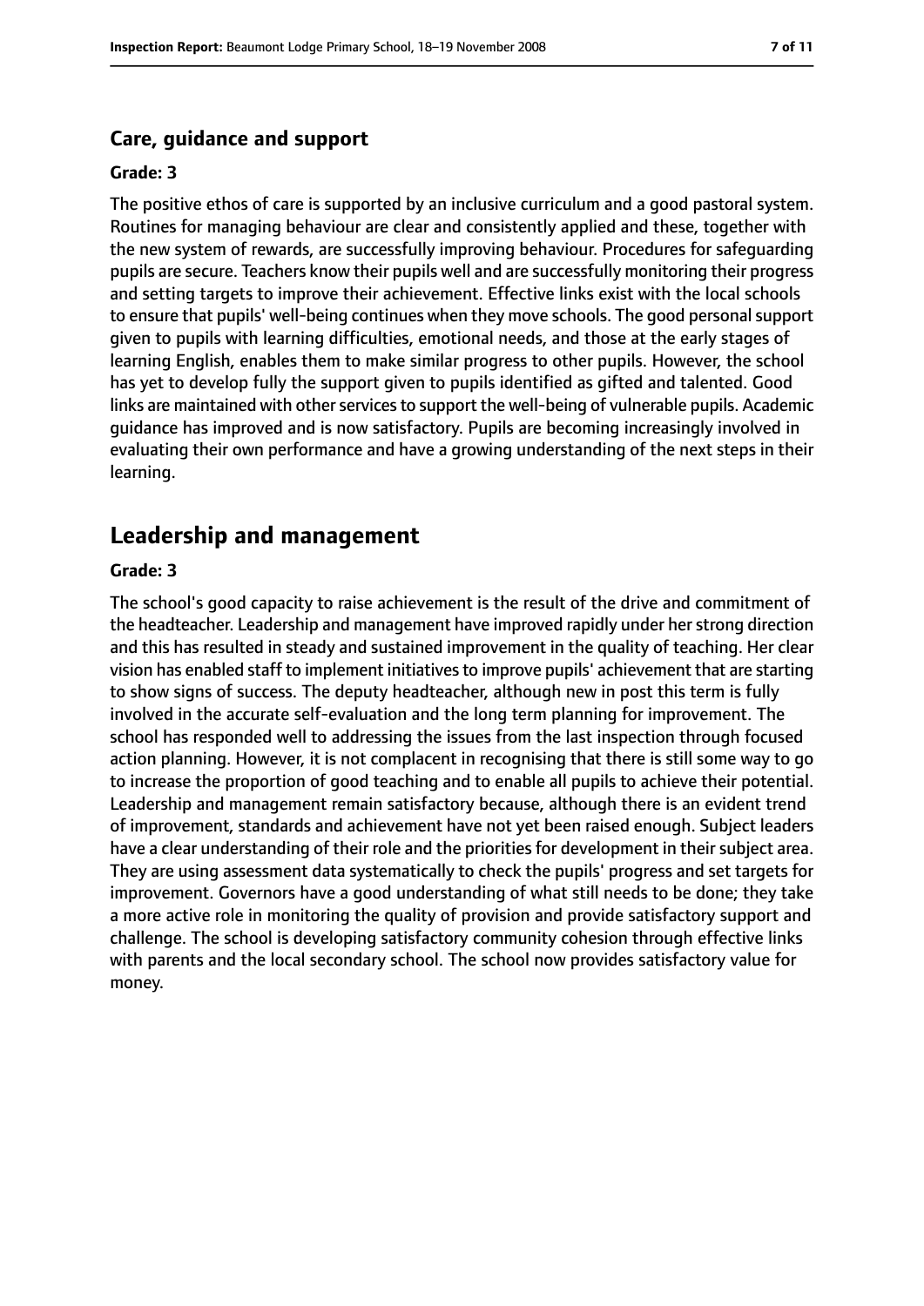### Care, guidance and support

**Grade: 3**

The positive ethos of care is supported by an inclusive curriculum and a good pastoral system. Routines for managing behaviour are clear and consistently applied and these, together with the new system of rewards, are successfully improving behaviour. Procedures for safeguarding pupils are secure. Teachers know their pupils well and are successfully monitoring their progress and setting targets to improve their achievement. Effective links exist with the local schools to ensure that pupils' well-being continues when they move schools. The good personal support given to pupils with learning difficulties, emotional needs, and those at the early stages of learning English, enables them to make similar progress to other pupils. However, the school has yet to develop fully the support given to pupils identified as gifted and talented. Good links are maintained with other services to support the well-being of vulnerable pupils. Academic guidance has improved and is now satisfactory. Pupils are becoming increasingly involved in evaluating their own performance and have a growing understanding of the next steps in their learning.

## Leadership and management

**Grade: 3**

The school's good capacity to raise achievement is the result of the drive and commitment of the headteacher. Leadership and management have improved rapidly under her strong direction and this has resulted in steady and sustained improvement in the quality of teaching. Her clear vision has enabled staff to implement initiatives to improve pupils' achievement that are starting to show signs of success. The deputy headteacher, although new in post this term is fully involved in the accurate self-evaluation and the long term planning for improvement. The school has responded well to addressing the issues from the last inspection through focused action planning. However, it is not complacent in recognising that there is still some way to go to increase the proportion of good teaching and to enable all pupils to achieve their potential. Leadership and management remain satisfactory because, although there is an evident trend of improvement, standards and achievement have not yet been raised enough. Subject leaders have a clear understanding of their role and the priorities for development in their subject area. They are using assessment data systematically to check the pupils' progress and set targets for improvement. Governors have a good understanding of what still needs to be done; they take a more active role in monitoring the quality of provision and provide satisfactory support and challenge. The school is developing satisfactory community cohesion through effective links with parents and the local secondary school. The school now provides satisfactory value for money.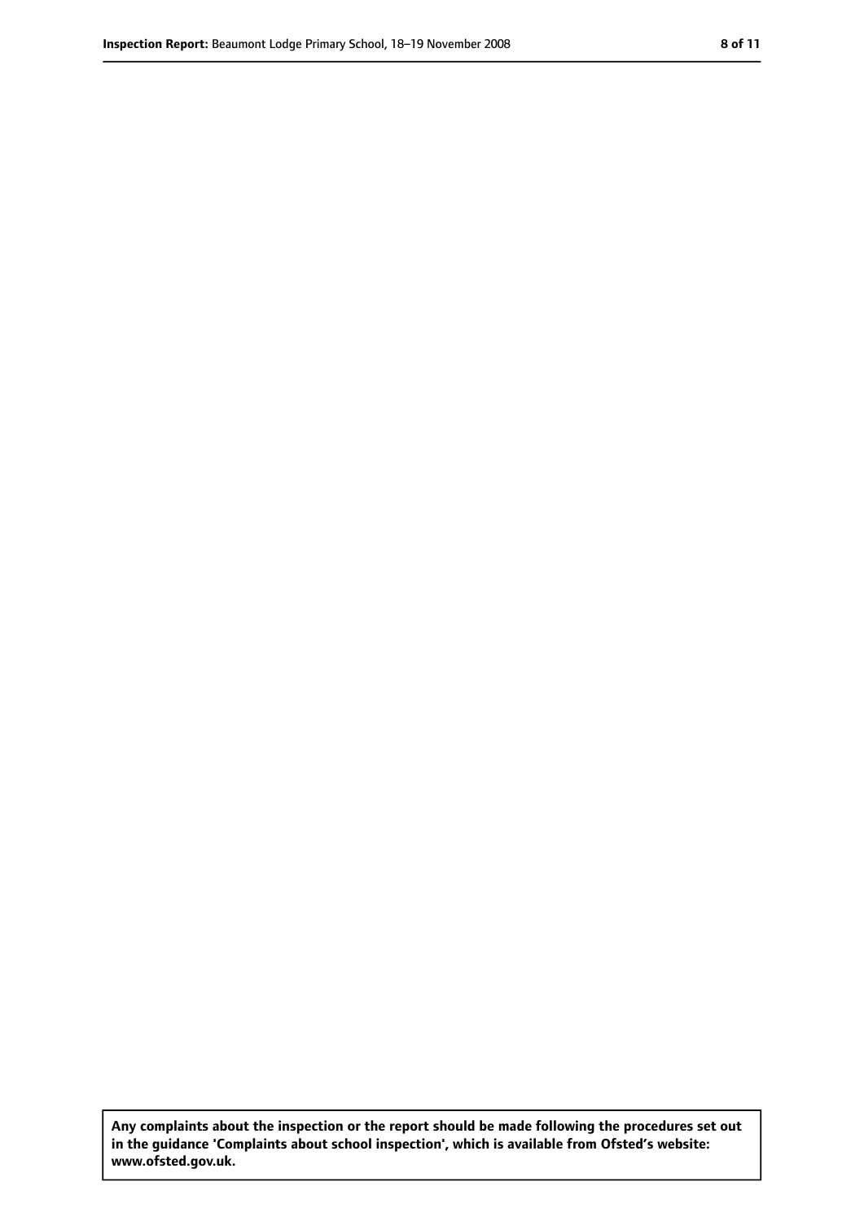**Any complaints about the inspection or the report should be made following the procedures set out in the guidance 'Complaints about school inspection', which is available from Ofsted's website: www.ofsted.gov.uk.**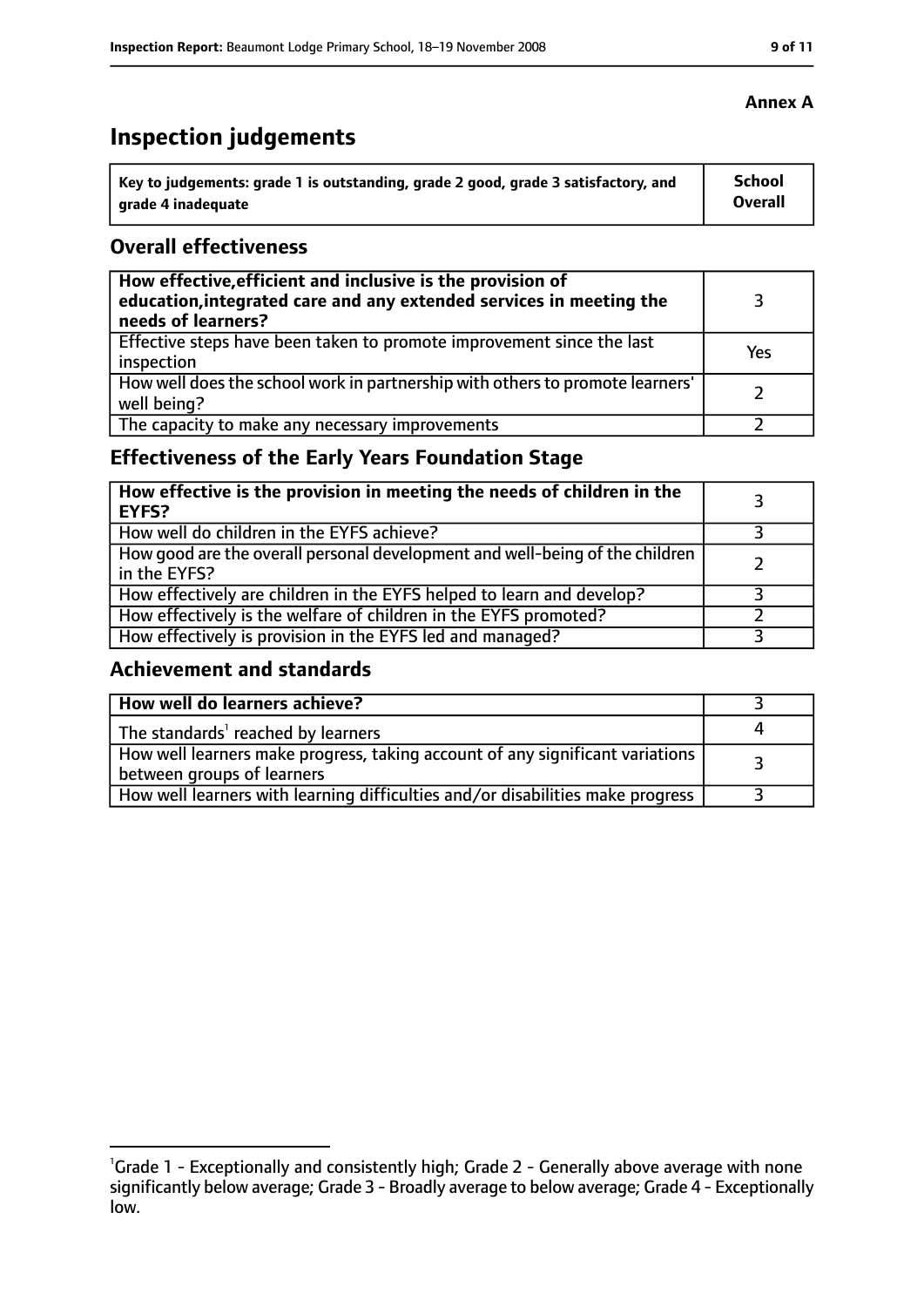**Annex A**

# Inspection judgements

| Key to judgements: grade 1 is outstanding, grade 2 good, grade 3 satisfactory, and grade 4 inadequate | School Overall |
|---|---|

## Overall effectiveness

| | |
|---|---|
| **How effective, efficient and inclusive is the provision of education, integrated care and any extended services in meeting the needs of learners?** | 3 |
| Effective steps have been taken to promote improvement since the last inspection | Yes |
| How well does the school work in partnership with others to promote learners' well being? | 2 |
| The capacity to make any necessary improvements | 2 |

## Effectiveness of the Early Years Foundation Stage

| | |
|---|---|
| **How effective is the provision in meeting the needs of children in the EYFS?** | 3 |
| How well do children in the EYFS achieve? | 3 |
| How good are the overall personal development and well-being of the children in the EYFS? | 2 |
| How effectively are children in the EYFS helped to learn and develop? | 3 |
| How effectively is the welfare of children in the EYFS promoted? | 2 |
| How effectively is provision in the EYFS led and managed? | 3 |

## Achievement and standards

| | |
|---|---|
| **How well do learners achieve?** | 3 |
| The standards[1] reached by learners | 4 |
| How well learners make progress, taking account of any significant variations between groups of learners | 3 |
| How well learners with learning difficulties and/or disabilities make progress | 3 |

[1]Grade 1 - Exceptionally and consistently high; Grade 2 - Generally above average with none significantly below average; Grade 3 - Broadly average to below average; Grade 4 - Exceptionally low.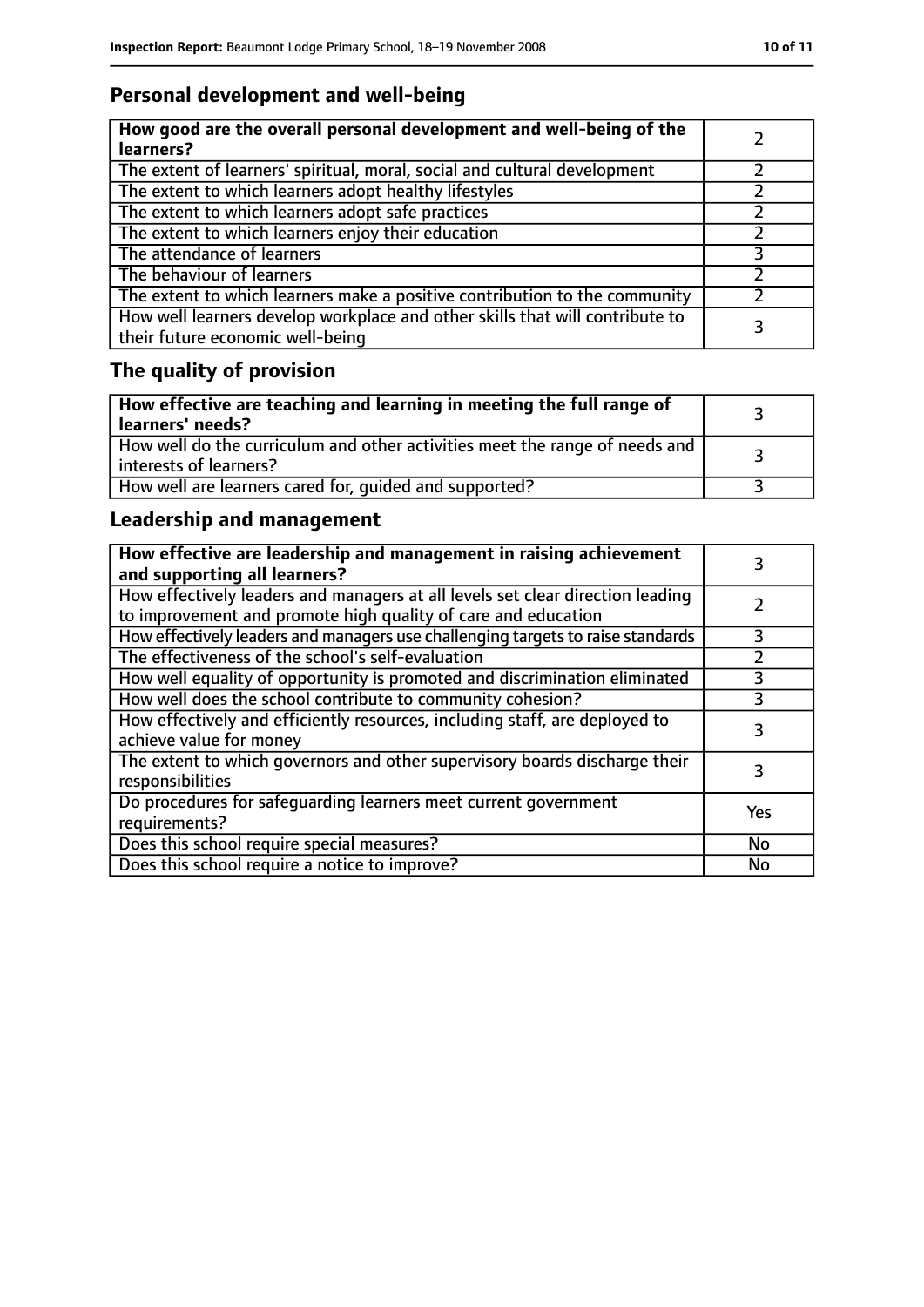## Personal development and well-being

| **How good are the overall personal development and well-being of the learners?** | 2 |
|---|---|
| The extent of learners' spiritual, moral, social and cultural development | 2 |
| The extent to which learners adopt healthy lifestyles | 2 |
| The extent to which learners adopt safe practices | 2 |
| The extent to which learners enjoy their education | 2 |
| The attendance of learners | 3 |
| The behaviour of learners | 2 |
| The extent to which learners make a positive contribution to the community | 2 |
| How well learners develop workplace and other skills that will contribute to their future economic well-being | 3 |

## The quality of provision

| **How effective are teaching and learning in meeting the full range of learners' needs?** | 3 |
|---|---|
| How well do the curriculum and other activities meet the range of needs and interests of learners? | 3 |
| How well are learners cared for, guided and supported? | 3 |

## Leadership and management

| **How effective are leadership and management in raising achievement and supporting all learners?** | 3 |
|---|---|
| How effectively leaders and managers at all levels set clear direction leading to improvement and promote high quality of care and education | 2 |
| How effectively leaders and managers use challenging targets to raise standards | 3 |
| The effectiveness of the school's self-evaluation | 2 |
| How well equality of opportunity is promoted and discrimination eliminated | 3 |
| How well does the school contribute to community cohesion? | 3 |
| How effectively and efficiently resources, including staff, are deployed to achieve value for money | 3 |
| The extent to which governors and other supervisory boards discharge their responsibilities | 3 |
| Do procedures for safeguarding learners meet current government requirements? | Yes |
| Does this school require special measures? | No |
| Does this school require a notice to improve? | No |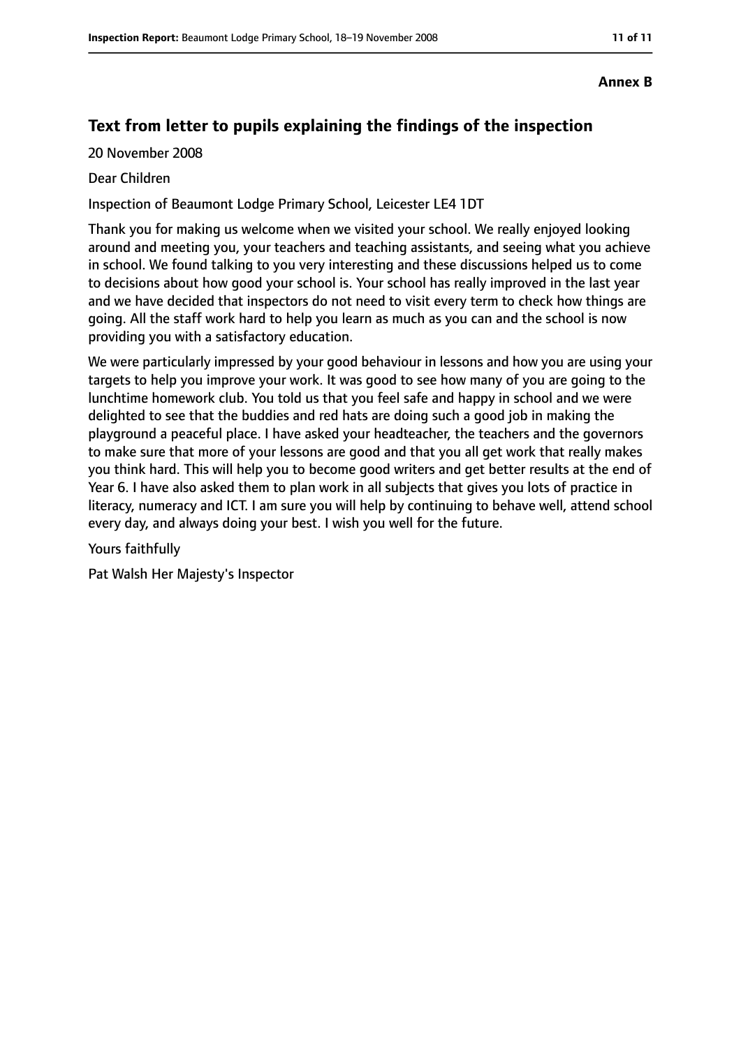**Annex B**

## Text from letter to pupils explaining the findings of the inspection

20 November 2008

Dear Children

Inspection of Beaumont Lodge Primary School, Leicester LE4 1DT

Thank you for making us welcome when we visited your school. We really enjoyed looking around and meeting you, your teachers and teaching assistants, and seeing what you achieve in school. We found talking to you very interesting and these discussions helped us to come to decisions about how good your school is. Your school has really improved in the last year and we have decided that inspectors do not need to visit every term to check how things are going. All the staff work hard to help you learn as much as you can and the school is now providing you with a satisfactory education.

We were particularly impressed by your good behaviour in lessons and how you are using your targets to help you improve your work. It was good to see how many of you are going to the lunchtime homework club. You told us that you feel safe and happy in school and we were delighted to see that the buddies and red hats are doing such a good job in making the playground a peaceful place. I have asked your headteacher, the teachers and the governors to make sure that more of your lessons are good and that you all get work that really makes you think hard. This will help you to become good writers and get better results at the end of Year 6. I have also asked them to plan work in all subjects that gives you lots of practice in literacy, numeracy and ICT. I am sure you will help by continuing to behave well, attend school every day, and always doing your best. I wish you well for the future.

Yours faithfully

Pat Walsh Her Majesty's Inspector